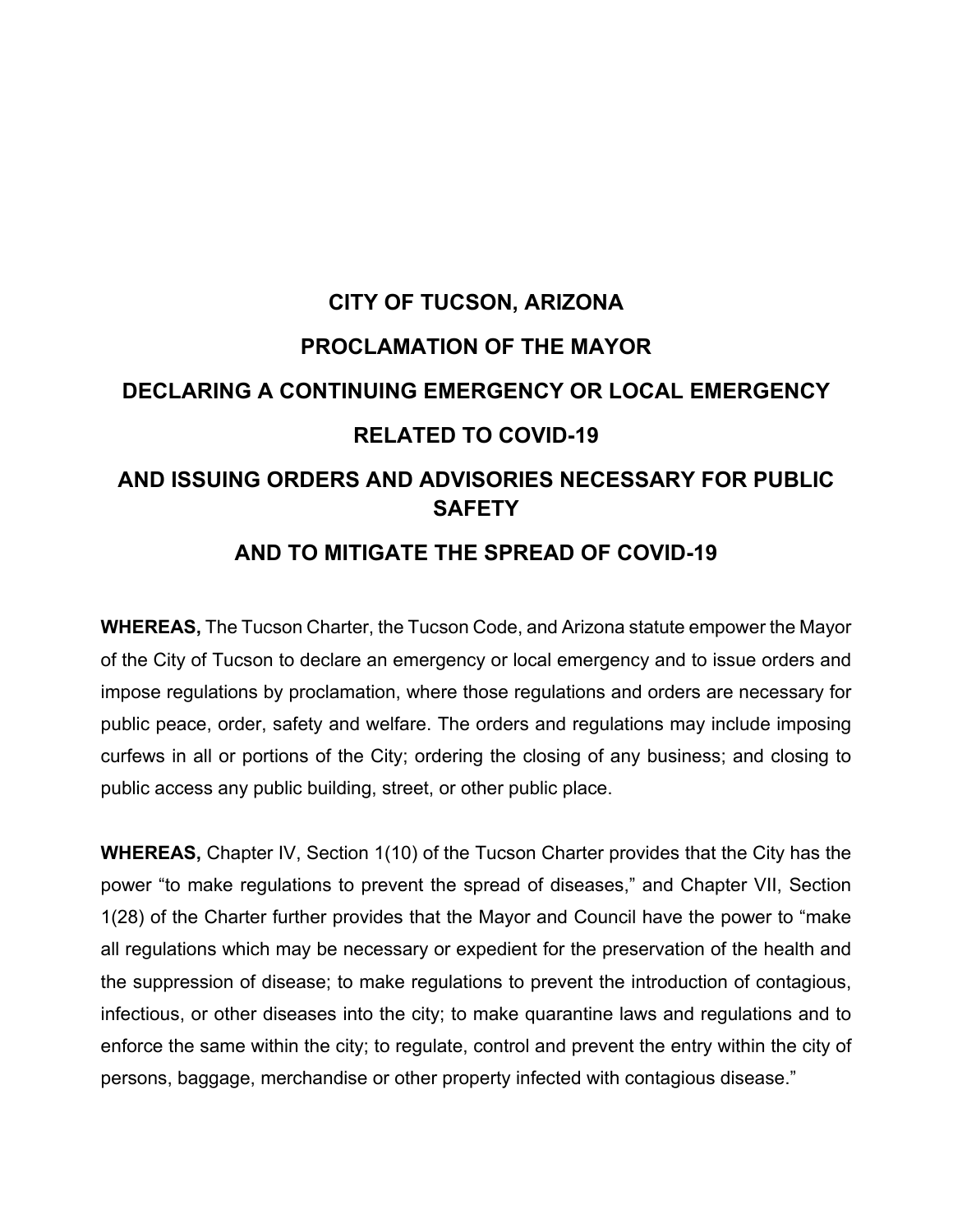# CITY OF TUCSON, ARIZONA

# PROCLAMATION OF THE MAYOR

# DECLARING A CONTINUING EMERGENCY OR LOCAL EMERGENCY

# RELATED TO COVID-19

# AND ISSUING ORDERS AND ADVISORIES NECESSARY FOR PUBLIC SAFETY

# AND TO MITIGATE THE SPREAD OF COVID-19

**WHEREAS,** The Tucson Charter, the Tucson Code, and Arizona statute empower the Mayor of the City of Tucson to declare an emergency or local emergency and to issue orders and impose regulations by proclamation, where those regulations and orders are necessary for public peace, order, safety and welfare. The orders and regulations may include imposing curfews in all or portions of the City; ordering the closing of any business; and closing to public access any public building, street, or other public place.

**WHEREAS,** Chapter IV, Section 1(10) of the Tucson Charter provides that the City has the power "to make regulations to prevent the spread of diseases," and Chapter VII, Section 1(28) of the Charter further provides that the Mayor and Council have the power to "make all regulations which may be necessary or expedient for the preservation of the health and the suppression of disease; to make regulations to prevent the introduction of contagious, infectious, or other diseases into the city; to make quarantine laws and regulations and to enforce the same within the city; to regulate, control and prevent the entry within the city of persons, baggage, merchandise or other property infected with contagious disease."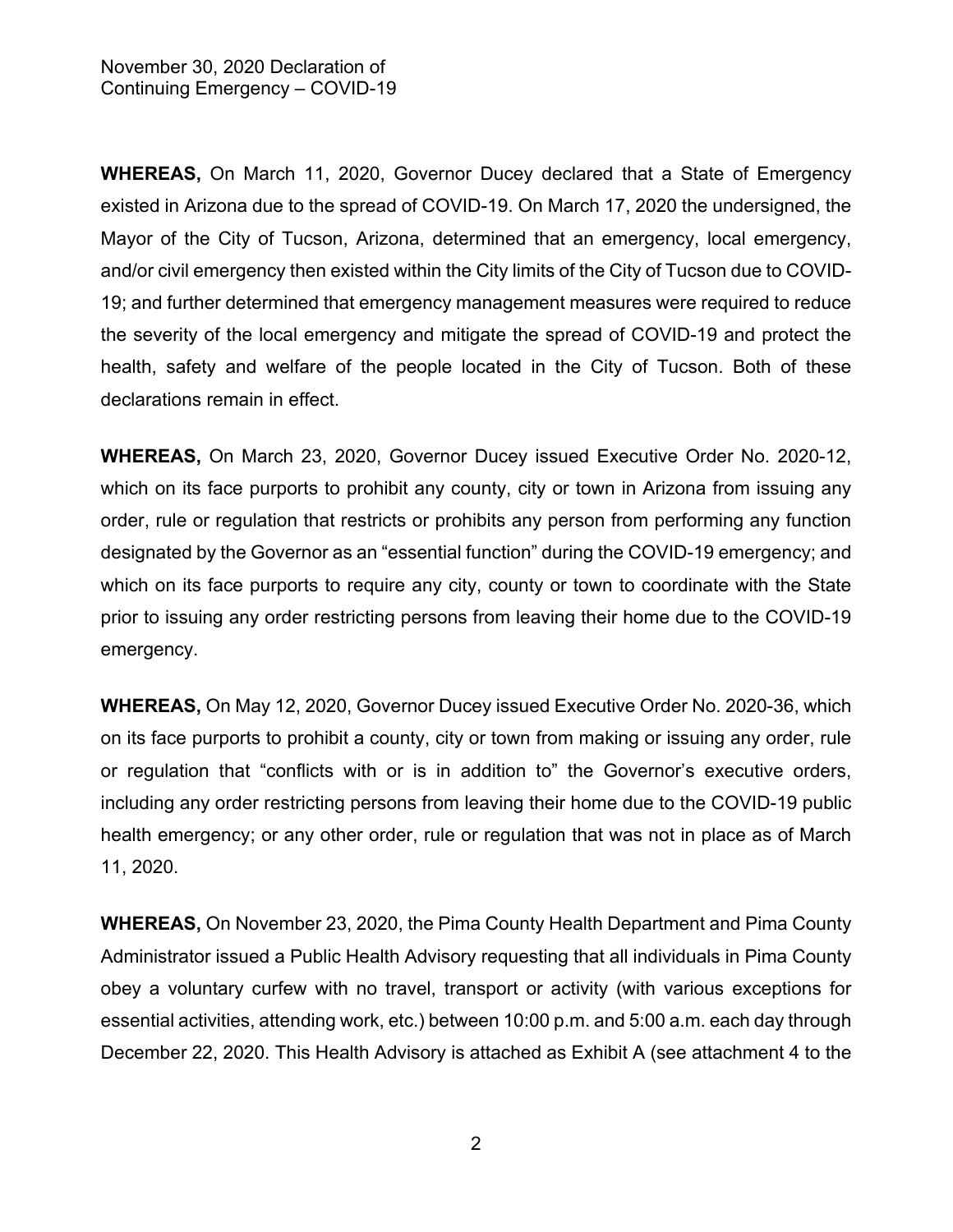**WHEREAS,** On March 11, 2020, Governor Ducey declared that a State of Emergency existed in Arizona due to the spread of COVID-19. On March 17, 2020 the undersigned, the Mayor of the City of Tucson, Arizona, determined that an emergency, local emergency, and/or civil emergency then existed within the City limits of the City of Tucson due to COVID-19; and further determined that emergency management measures were required to reduce the severity of the local emergency and mitigate the spread of COVID-19 and protect the health, safety and welfare of the people located in the City of Tucson. Both of these declarations remain in effect.

**WHEREAS,** On March 23, 2020, Governor Ducey issued Executive Order No. 2020-12, which on its face purports to prohibit any county, city or town in Arizona from issuing any order, rule or regulation that restricts or prohibits any person from performing any function designated by the Governor as an "essential function" during the COVID-19 emergency; and which on its face purports to require any city, county or town to coordinate with the State prior to issuing any order restricting persons from leaving their home due to the COVID-19 emergency.

**WHEREAS,** On May 12, 2020, Governor Ducey issued Executive Order No. 2020-36, which on its face purports to prohibit a county, city or town from making or issuing any order, rule or regulation that "conflicts with or is in addition to" the Governor's executive orders, including any order restricting persons from leaving their home due to the COVID-19 public health emergency; or any other order, rule or regulation that was not in place as of March 11, 2020.

**WHEREAS,** On November 23, 2020, the Pima County Health Department and Pima County Administrator issued a Public Health Advisory requesting that all individuals in Pima County obey a voluntary curfew with no travel, transport or activity (with various exceptions for essential activities, attending work, etc.) between 10:00 p.m. and 5:00 a.m. each day through December 22, 2020. This Health Advisory is attached as Exhibit A (see attachment 4 to the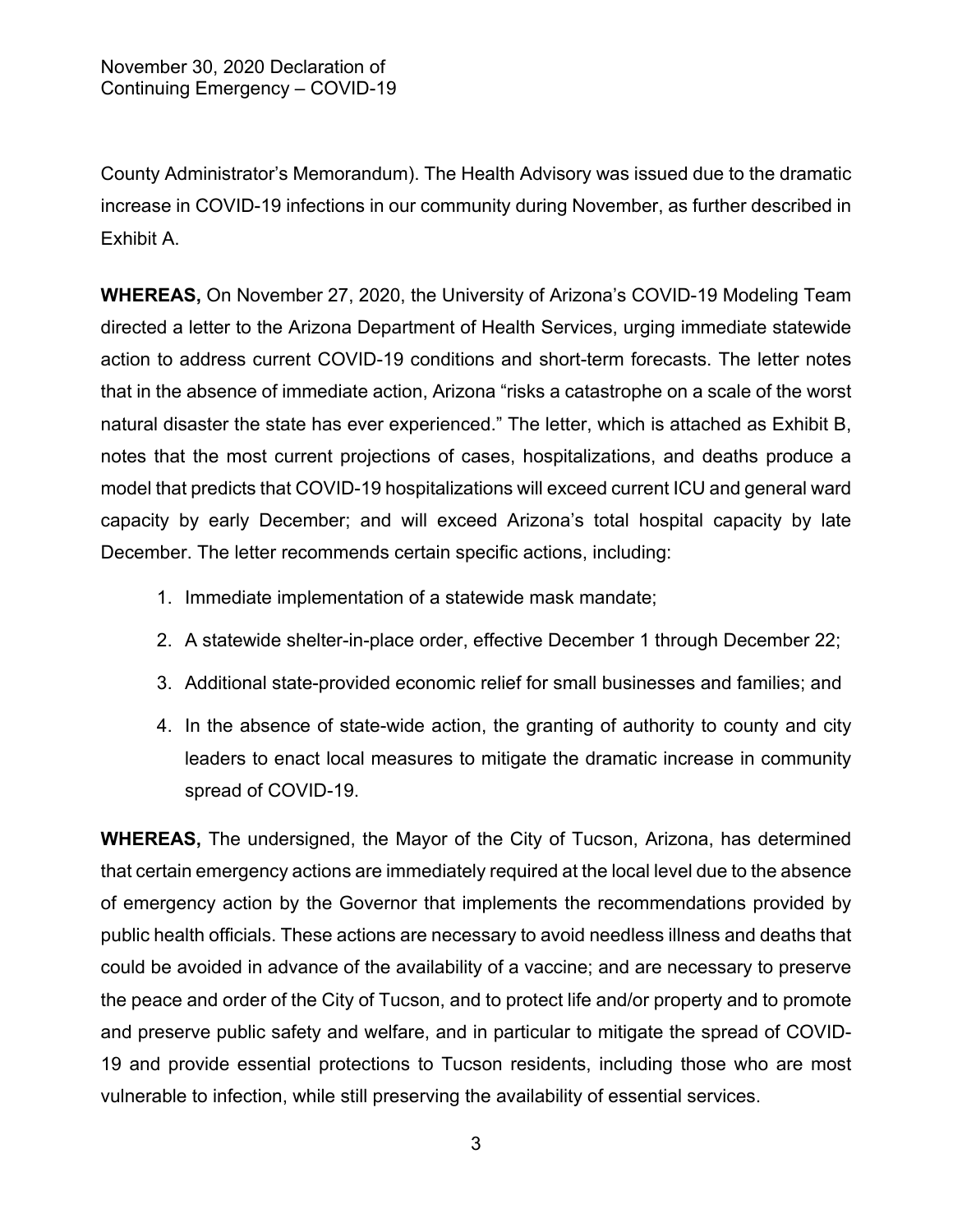County Administrator's Memorandum). The Health Advisory was issued due to the dramatic increase in COVID-19 infections in our community during November, as further described in Exhibit A.

**WHEREAS,** On November 27, 2020, the University of Arizona's COVID-19 Modeling Team directed a letter to the Arizona Department of Health Services, urging immediate statewide action to address current COVID-19 conditions and short-term forecasts. The letter notes that in the absence of immediate action, Arizona "risks a catastrophe on a scale of the worst natural disaster the state has ever experienced." The letter, which is attached as Exhibit B, notes that the most current projections of cases, hospitalizations, and deaths produce a model that predicts that COVID-19 hospitalizations will exceed current ICU and general ward capacity by early December; and will exceed Arizona's total hospital capacity by late December. The letter recommends certain specific actions, including:

1. Immediate implementation of a statewide mask mandate;
2. A statewide shelter-in-place order, effective December 1 through December 22;
3. Additional state-provided economic relief for small businesses and families; and
4. In the absence of state-wide action, the granting of authority to county and city leaders to enact local measures to mitigate the dramatic increase in community spread of COVID-19.

**WHEREAS,** The undersigned, the Mayor of the City of Tucson, Arizona, has determined that certain emergency actions are immediately required at the local level due to the absence of emergency action by the Governor that implements the recommendations provided by public health officials. These actions are necessary to avoid needless illness and deaths that could be avoided in advance of the availability of a vaccine; and are necessary to preserve the peace and order of the City of Tucson, and to protect life and/or property and to promote and preserve public safety and welfare, and in particular to mitigate the spread of COVID-19 and provide essential protections to Tucson residents, including those who are most vulnerable to infection, while still preserving the availability of essential services.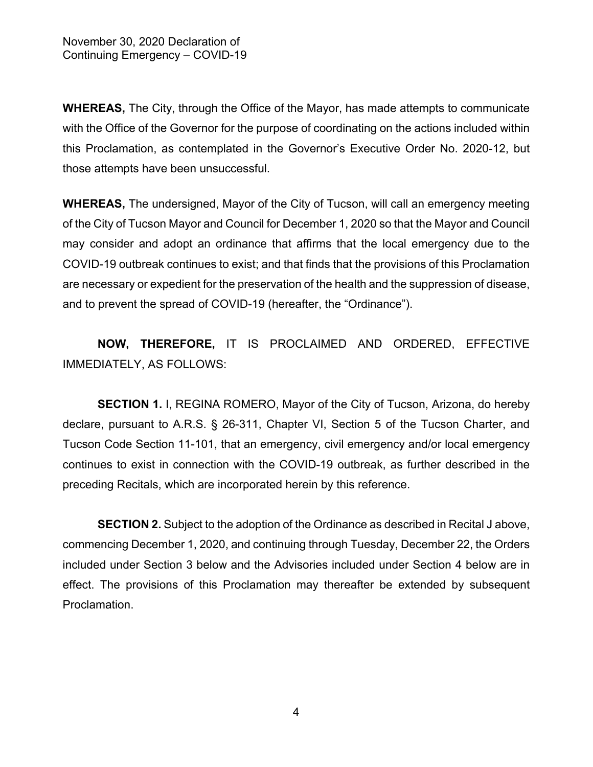**WHEREAS,** The City, through the Office of the Mayor, has made attempts to communicate with the Office of the Governor for the purpose of coordinating on the actions included within this Proclamation, as contemplated in the Governor's Executive Order No. 2020-12, but those attempts have been unsuccessful.

**WHEREAS,** The undersigned, Mayor of the City of Tucson, will call an emergency meeting of the City of Tucson Mayor and Council for December 1, 2020 so that the Mayor and Council may consider and adopt an ordinance that affirms that the local emergency due to the COVID-19 outbreak continues to exist; and that finds that the provisions of this Proclamation are necessary or expedient for the preservation of the health and the suppression of disease, and to prevent the spread of COVID-19 (hereafter, the "Ordinance").

**NOW, THEREFORE,** IT IS PROCLAIMED AND ORDERED, EFFECTIVE IMMEDIATELY, AS FOLLOWS:

**SECTION 1.** I, REGINA ROMERO, Mayor of the City of Tucson, Arizona, do hereby declare, pursuant to A.R.S. § 26-311, Chapter VI, Section 5 of the Tucson Charter, and Tucson Code Section 11-101, that an emergency, civil emergency and/or local emergency continues to exist in connection with the COVID-19 outbreak, as further described in the preceding Recitals, which are incorporated herein by this reference.

**SECTION 2.** Subject to the adoption of the Ordinance as described in Recital J above, commencing December 1, 2020, and continuing through Tuesday, December 22, the Orders included under Section 3 below and the Advisories included under Section 4 below are in effect. The provisions of this Proclamation may thereafter be extended by subsequent Proclamation.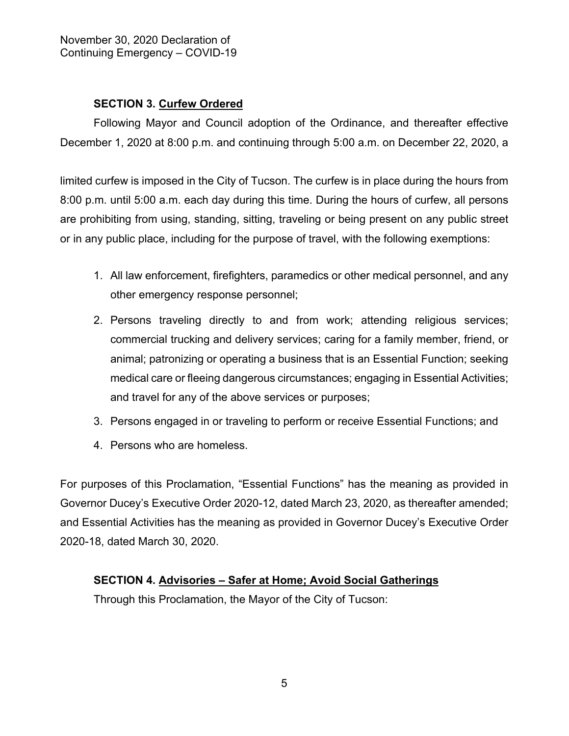**SECTION 3. Curfew Ordered**

Following Mayor and Council adoption of the Ordinance, and thereafter effective December 1, 2020 at 8:00 p.m. and continuing through 5:00 a.m. on December 22, 2020, a limited curfew is imposed in the City of Tucson. The curfew is in place during the hours from 8:00 p.m. until 5:00 a.m. each day during this time. During the hours of curfew, all persons are prohibiting from using, standing, sitting, traveling or being present on any public street or in any public place, including for the purpose of travel, with the following exemptions:

1. All law enforcement, firefighters, paramedics or other medical personnel, and any other emergency response personnel;
2. Persons traveling directly to and from work; attending religious services; commercial trucking and delivery services; caring for a family member, friend, or animal; patronizing or operating a business that is an Essential Function; seeking medical care or fleeing dangerous circumstances; engaging in Essential Activities; and travel for any of the above services or purposes;
3. Persons engaged in or traveling to perform or receive Essential Functions; and
4. Persons who are homeless.

For purposes of this Proclamation, "Essential Functions" has the meaning as provided in Governor Ducey's Executive Order 2020-12, dated March 23, 2020, as thereafter amended; and Essential Activities has the meaning as provided in Governor Ducey's Executive Order 2020-18, dated March 30, 2020.

**SECTION 4. Advisories – Safer at Home; Avoid Social Gatherings**

Through this Proclamation, the Mayor of the City of Tucson: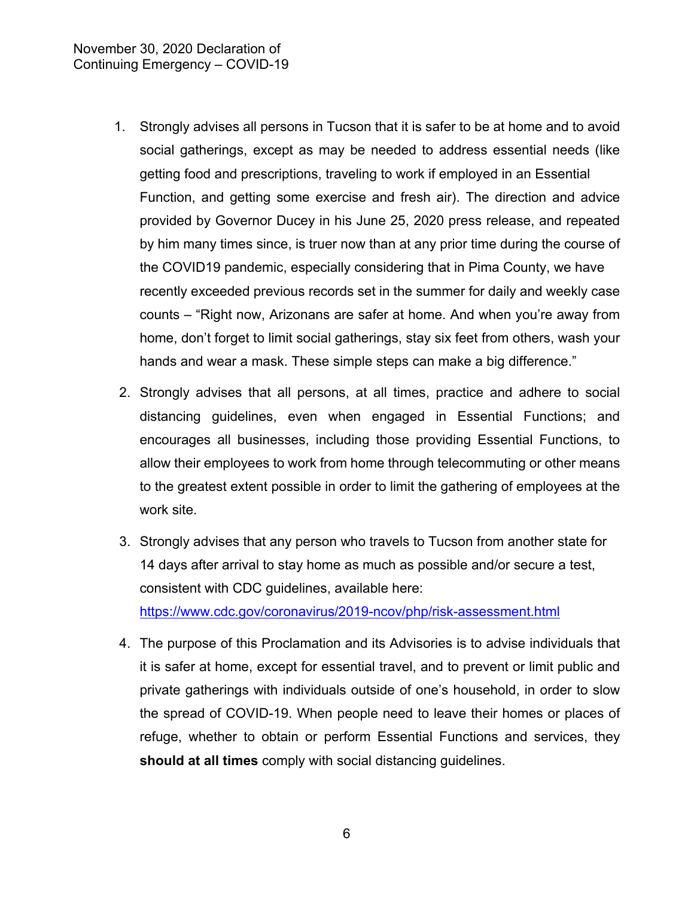1. Strongly advises all persons in Tucson that it is safer to be at home and to avoid social gatherings, except as may be needed to address essential needs (like getting food and prescriptions, traveling to work if employed in an Essential Function, and getting some exercise and fresh air). The direction and advice provided by Governor Ducey in his June 25, 2020 press release, and repeated by him many times since, is truer now than at any prior time during the course of the COVID19 pandemic, especially considering that in Pima County, we have recently exceeded previous records set in the summer for daily and weekly case counts – "Right now, Arizonans are safer at home. And when you're away from home, don't forget to limit social gatherings, stay six feet from others, wash your hands and wear a mask. These simple steps can make a big difference."

2. Strongly advises that all persons, at all times, practice and adhere to social distancing guidelines, even when engaged in Essential Functions; and encourages all businesses, including those providing Essential Functions, to allow their employees to work from home through telecommuting or other means to the greatest extent possible in order to limit the gathering of employees at the work site.

3. Strongly advises that any person who travels to Tucson from another state for 14 days after arrival to stay home as much as possible and/or secure a test, consistent with CDC guidelines, available here: https://www.cdc.gov/coronavirus/2019-ncov/php/risk-assessment.html

4. The purpose of this Proclamation and its Advisories is to advise individuals that it is safer at home, except for essential travel, and to prevent or limit public and private gatherings with individuals outside of one's household, in order to slow the spread of COVID-19. When people need to leave their homes or places of refuge, whether to obtain or perform Essential Functions and services, they **should at all times** comply with social distancing guidelines.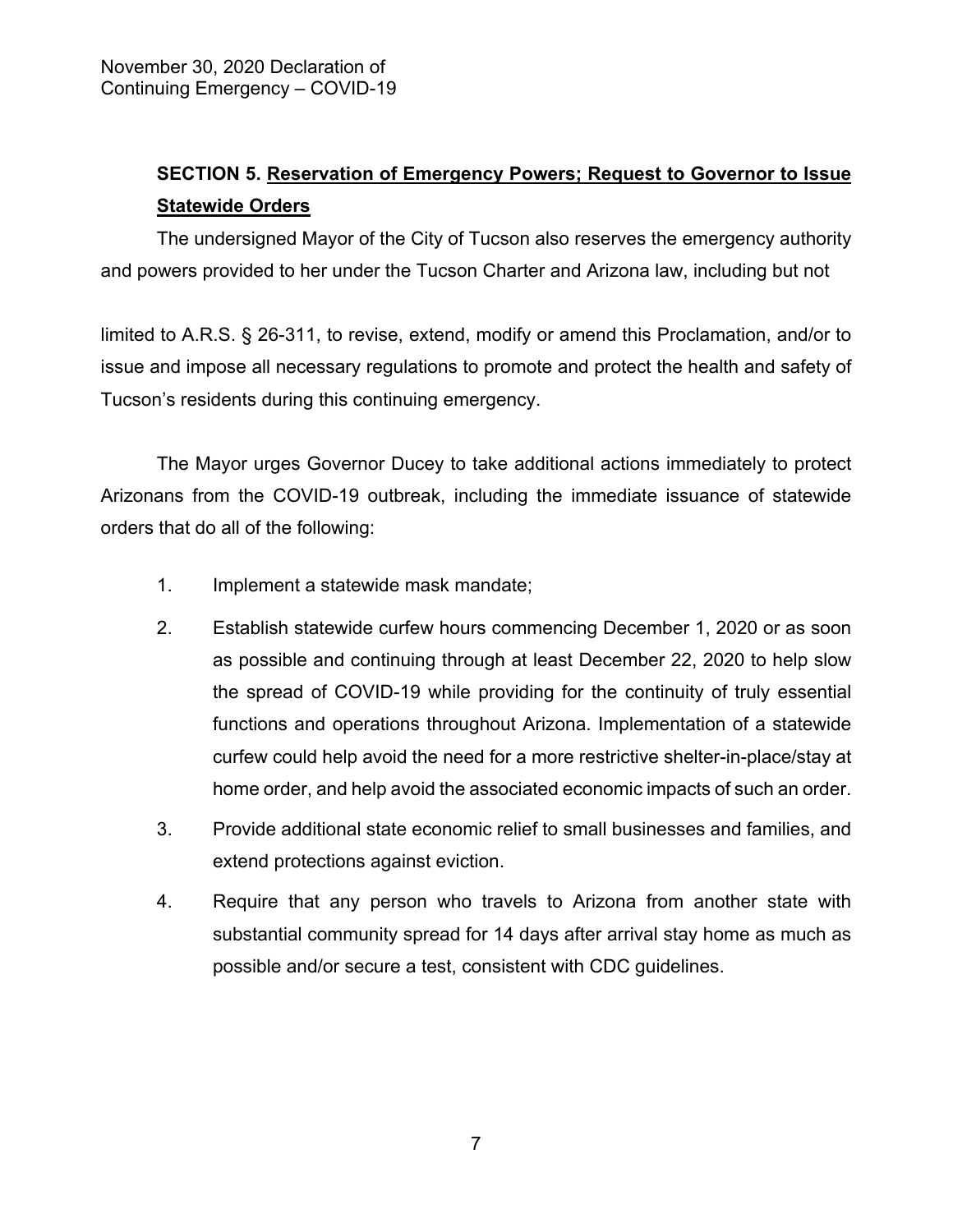**SECTION 5. Reservation of Emergency Powers; Request to Governor to Issue Statewide Orders**

The undersigned Mayor of the City of Tucson also reserves the emergency authority and powers provided to her under the Tucson Charter and Arizona law, including but not limited to A.R.S. § 26-311, to revise, extend, modify or amend this Proclamation, and/or to issue and impose all necessary regulations to promote and protect the health and safety of Tucson's residents during this continuing emergency.

The Mayor urges Governor Ducey to take additional actions immediately to protect Arizonans from the COVID-19 outbreak, including the immediate issuance of statewide orders that do all of the following:

1. Implement a statewide mask mandate;
2. Establish statewide curfew hours commencing December 1, 2020 or as soon as possible and continuing through at least December 22, 2020 to help slow the spread of COVID-19 while providing for the continuity of truly essential functions and operations throughout Arizona. Implementation of a statewide curfew could help avoid the need for a more restrictive shelter-in-place/stay at home order, and help avoid the associated economic impacts of such an order.
3. Provide additional state economic relief to small businesses and families, and extend protections against eviction.
4. Require that any person who travels to Arizona from another state with substantial community spread for 14 days after arrival stay home as much as possible and/or secure a test, consistent with CDC guidelines.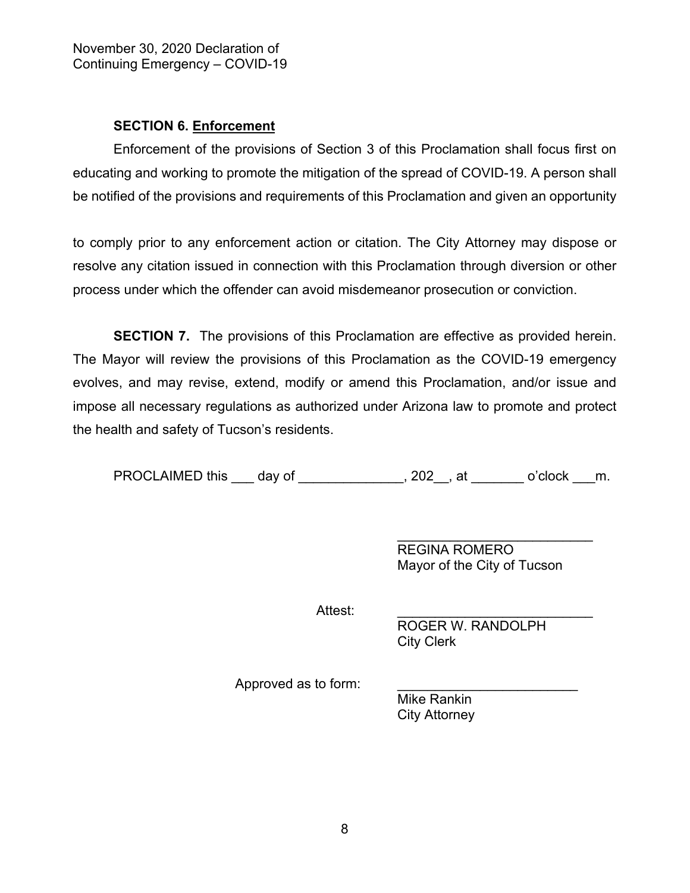**SECTION 6. Enforcement**

Enforcement of the provisions of Section 3 of this Proclamation shall focus first on educating and working to promote the mitigation of the spread of COVID-19. A person shall be notified of the provisions and requirements of this Proclamation and given an opportunity to comply prior to any enforcement action or citation. The City Attorney may dispose or resolve any citation issued in connection with this Proclamation through diversion or other process under which the offender can avoid misdemeanor prosecution or conviction.

**SECTION 7.** The provisions of this Proclamation are effective as provided herein. The Mayor will review the provisions of this Proclamation as the COVID-19 emergency evolves, and may revise, extend, modify or amend this Proclamation, and/or issue and impose all necessary regulations as authorized under Arizona law to promote and protect the health and safety of Tucson's residents.

PROCLAIMED this ___ day of ______________, 202__, at _______ o'clock ___m.

__________________________
REGINA ROMERO
Mayor of the City of Tucson

Attest: __________________________
ROGER W. RANDOLPH
City Clerk

Approved as to form: ________________________
Mike Rankin
City Attorney